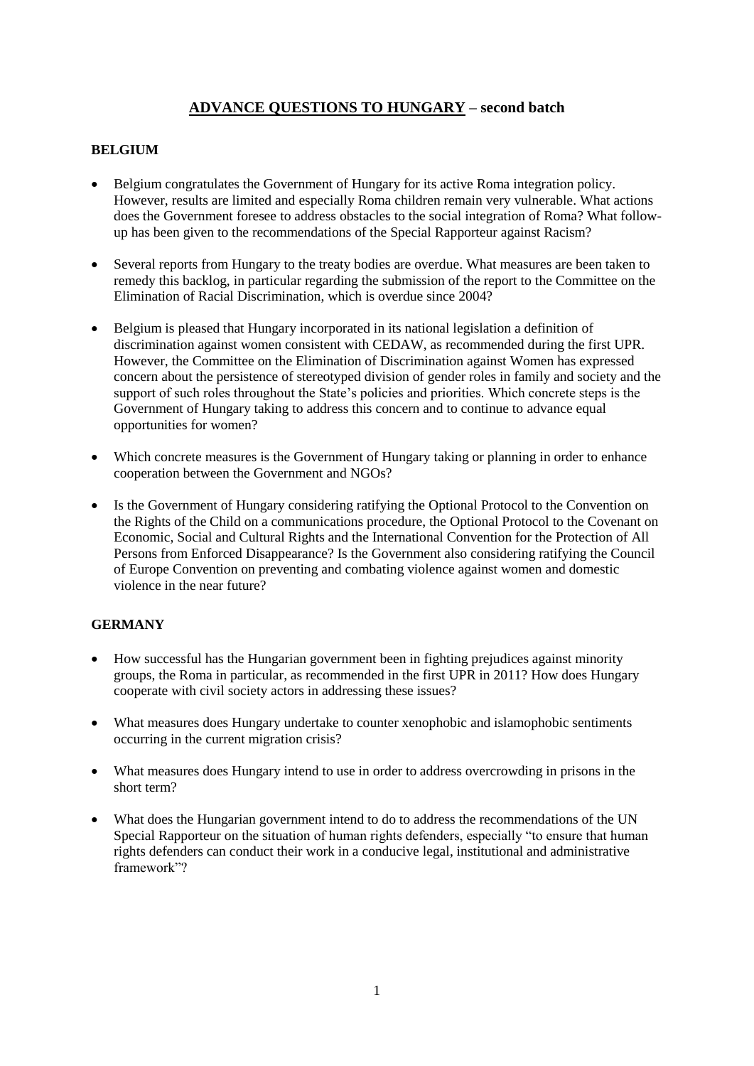# <u>ADVANCE QUESTIONS TO HUNGARY</u> – second batch

## BELGIUM

- Belgium congratulates the Government of Hungary for its active Roma integration policy. However, results are limited and especially Roma children remain very vulnerable. What actions does the Government foresee to address obstacles to the social integration of Roma? What follow-up has been given to the recommendations of the Special Rapporteur against Racism?

- Several reports from Hungary to the treaty bodies are overdue. What measures are been taken to remedy this backlog, in particular regarding the submission of the report to the Committee on the Elimination of Racial Discrimination, which is overdue since 2004?

- Belgium is pleased that Hungary incorporated in its national legislation a definition of discrimination against women consistent with CEDAW, as recommended during the first UPR. However, the Committee on the Elimination of Discrimination against Women has expressed concern about the persistence of stereotyped division of gender roles in family and society and the support of such roles throughout the State's policies and priorities. Which concrete steps is the Government of Hungary taking to address this concern and to continue to advance equal opportunities for women?

- Which concrete measures is the Government of Hungary taking or planning in order to enhance cooperation between the Government and NGOs?

- Is the Government of Hungary considering ratifying the Optional Protocol to the Convention on the Rights of the Child on a communications procedure, the Optional Protocol to the Covenant on Economic, Social and Cultural Rights and the International Convention for the Protection of All Persons from Enforced Disappearance? Is the Government also considering ratifying the Council of Europe Convention on preventing and combating violence against women and domestic violence in the near future?

## GERMANY

- How successful has the Hungarian government been in fighting prejudices against minority groups, the Roma in particular, as recommended in the first UPR in 2011? How does Hungary cooperate with civil society actors in addressing these issues?

- What measures does Hungary undertake to counter xenophobic and islamophobic sentiments occurring in the current migration crisis?

- What measures does Hungary intend to use in order to address overcrowding in prisons in the short term?

- What does the Hungarian government intend to do to address the recommendations of the UN Special Rapporteur on the situation of human rights defenders, especially "to ensure that human rights defenders can conduct their work in a conducive legal, institutional and administrative framework"?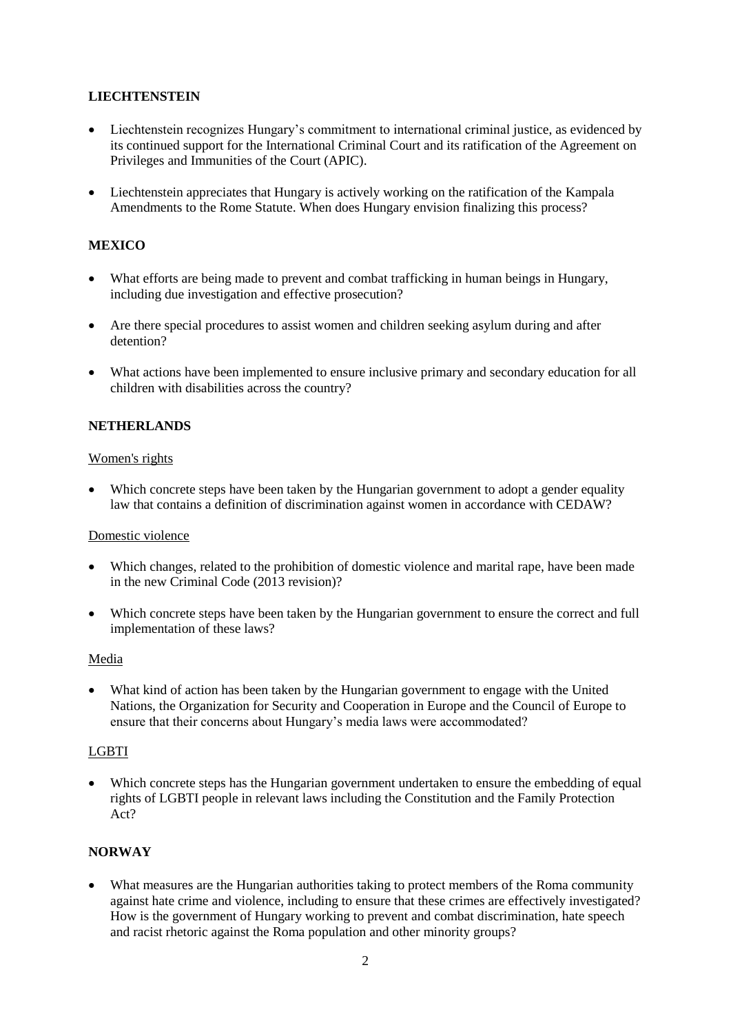**LIECHTENSTEIN**

- Liechtenstein recognizes Hungary's commitment to international criminal justice, as evidenced by its continued support for the International Criminal Court and its ratification of the Agreement on Privileges and Immunities of the Court (APIC).
- Liechtenstein appreciates that Hungary is actively working on the ratification of the Kampala Amendments to the Rome Statute. When does Hungary envision finalizing this process?

**MEXICO**

- What efforts are being made to prevent and combat trafficking in human beings in Hungary, including due investigation and effective prosecution?
- Are there special procedures to assist women and children seeking asylum during and after detention?
- What actions have been implemented to ensure inclusive primary and secondary education for all children with disabilities across the country?

**NETHERLANDS**

<u>Women's rights</u>

- Which concrete steps have been taken by the Hungarian government to adopt a gender equality law that contains a definition of discrimination against women in accordance with CEDAW?

<u>Domestic violence</u>

- Which changes, related to the prohibition of domestic violence and marital rape, have been made in the new Criminal Code (2013 revision)?
- Which concrete steps have been taken by the Hungarian government to ensure the correct and full implementation of these laws?

<u>Media</u>

- What kind of action has been taken by the Hungarian government to engage with the United Nations, the Organization for Security and Cooperation in Europe and the Council of Europe to ensure that their concerns about Hungary's media laws were accommodated?

<u>LGBTI</u>

- Which concrete steps has the Hungarian government undertaken to ensure the embedding of equal rights of LGBTI people in relevant laws including the Constitution and the Family Protection Act?

**NORWAY**

- What measures are the Hungarian authorities taking to protect members of the Roma community against hate crime and violence, including to ensure that these crimes are effectively investigated? How is the government of Hungary working to prevent and combat discrimination, hate speech and racist rhetoric against the Roma population and other minority groups?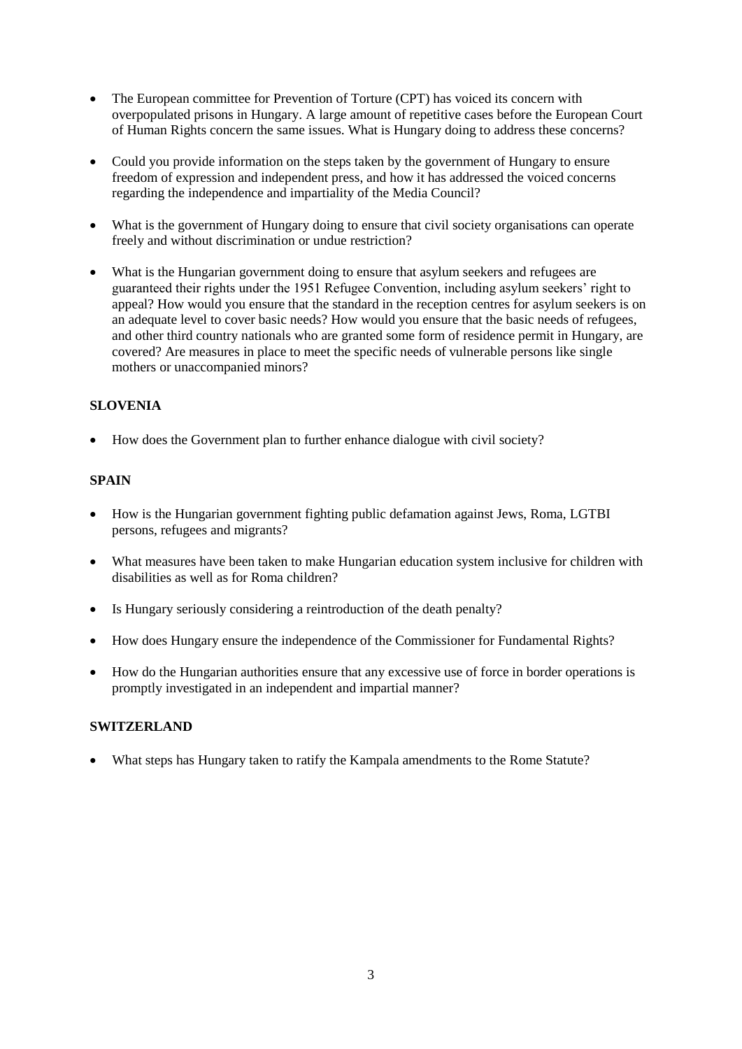- The European committee for Prevention of Torture (CPT) has voiced its concern with overpopulated prisons in Hungary. A large amount of repetitive cases before the European Court of Human Rights concern the same issues. What is Hungary doing to address these concerns?

- Could you provide information on the steps taken by the government of Hungary to ensure freedom of expression and independent press, and how it has addressed the voiced concerns regarding the independence and impartiality of the Media Council?

- What is the government of Hungary doing to ensure that civil society organisations can operate freely and without discrimination or undue restriction?

- What is the Hungarian government doing to ensure that asylum seekers and refugees are guaranteed their rights under the 1951 Refugee Convention, including asylum seekers' right to appeal? How would you ensure that the standard in the reception centres for asylum seekers is on an adequate level to cover basic needs? How would you ensure that the basic needs of refugees, and other third country nationals who are granted some form of residence permit in Hungary, are covered? Are measures in place to meet the specific needs of vulnerable persons like single mothers or unaccompanied minors?

**SLOVENIA**

- How does the Government plan to further enhance dialogue with civil society?

**SPAIN**

- How is the Hungarian government fighting public defamation against Jews, Roma, LGTBI persons, refugees and migrants?

- What measures have been taken to make Hungarian education system inclusive for children with disabilities as well as for Roma children?

- Is Hungary seriously considering a reintroduction of the death penalty?

- How does Hungary ensure the independence of the Commissioner for Fundamental Rights?

- How do the Hungarian authorities ensure that any excessive use of force in border operations is promptly investigated in an independent and impartial manner?

**SWITZERLAND**

- What steps has Hungary taken to ratify the Kampala amendments to the Rome Statute?